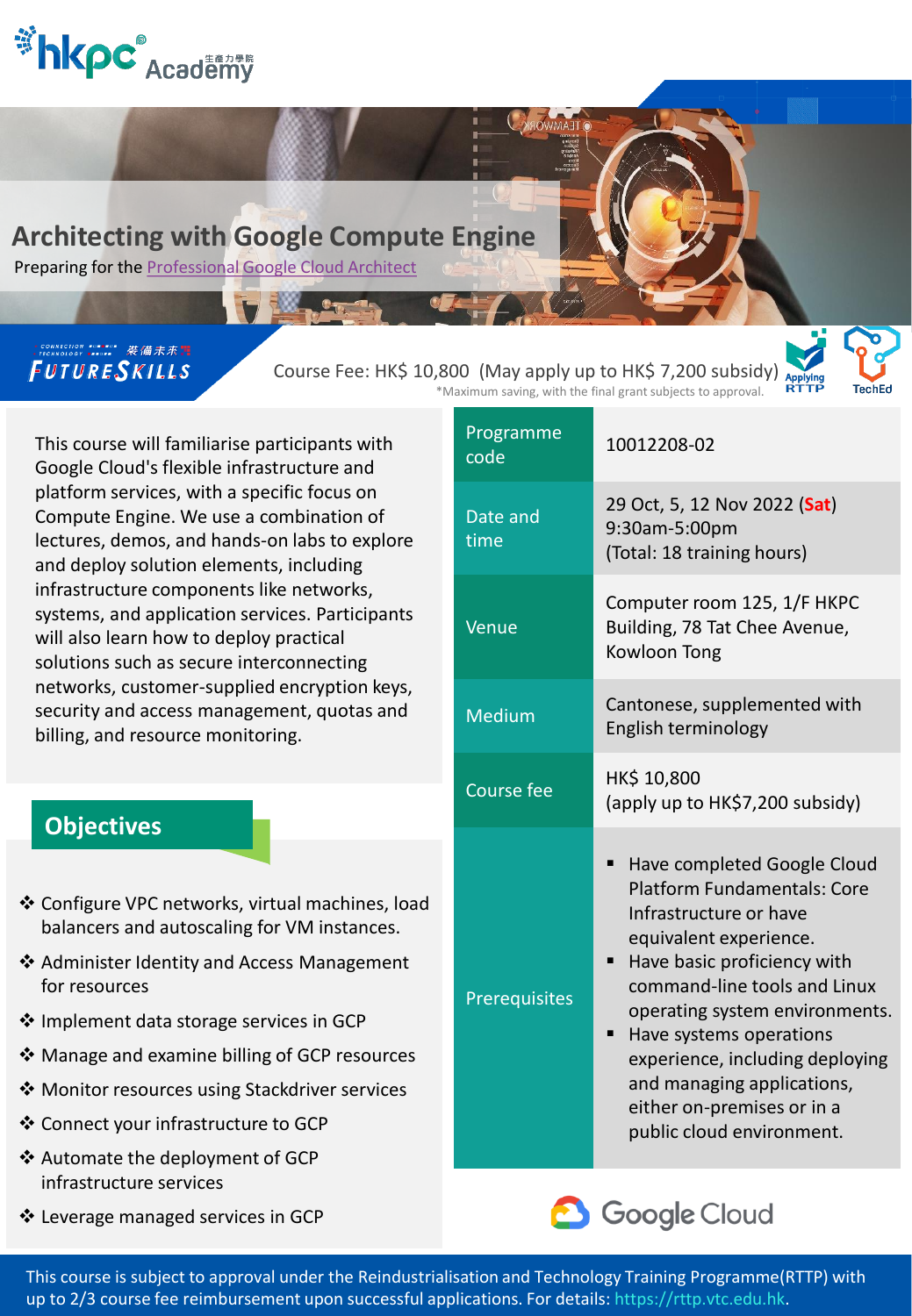# Architecting with Google Compute Engine

Preparing for the Professional Google Cloud Architect

FUTURESKILLS

Course Fee: HK$ 10,800 (May apply up to HK$ 7,200 subsidy)

*Maximum saving, with the final grant subjects to approval.

This course will familiarise participants with Google Cloud's flexible infrastructure and platform services, with a specific focus on Compute Engine. We use a combination of lectures, demos, and hands-on labs to explore and deploy solution elements, including infrastructure components like networks, systems, and application services. Participants will also learn how to deploy practical solutions such as secure interconnecting networks, customer-supplied encryption keys, security and access management, quotas and billing, and resource monitoring.

## Objectives

- ❖ Configure VPC networks, virtual machines, load balancers and autoscaling for VM instances.
- ❖ Administer Identity and Access Management for resources
- ❖ Implement data storage services in GCP
- ❖ Manage and examine billing of GCP resources
- ❖ Monitor resources using Stackdriver services
- ❖ Connect your infrastructure to GCP
- ❖ Automate the deployment of GCP infrastructure services
- ❖ Leverage managed services in GCP

| | |
|---|---|
| Programme code | 10012208-02 |
| Date and time | 29 Oct, 5, 12 Nov 2022 (**Sat**)<br>9:30am-5:00pm<br>(Total: 18 training hours) |
| Venue | Computer room 125, 1/F HKPC Building, 78 Tat Chee Avenue, Kowloon Tong |
| Medium | Cantonese, supplemented with English terminology |
| Course fee | HK$ 10,800<br>(apply up to HK$7,200 subsidy) |
| Prerequisites | ▪ Have completed Google Cloud Platform Fundamentals: Core Infrastructure or have equivalent experience.<br>▪ Have basic proficiency with command-line tools and Linux operating system environments.<br>▪ Have systems operations experience, including deploying and managing applications, either on-premises or in a public cloud environment. |

This course is subject to approval under the Reindustrialisation and Technology Training Programme(RTTP) with up to 2/3 course fee reimbursement upon successful applications. For details: https://rttp.vtc.edu.hk.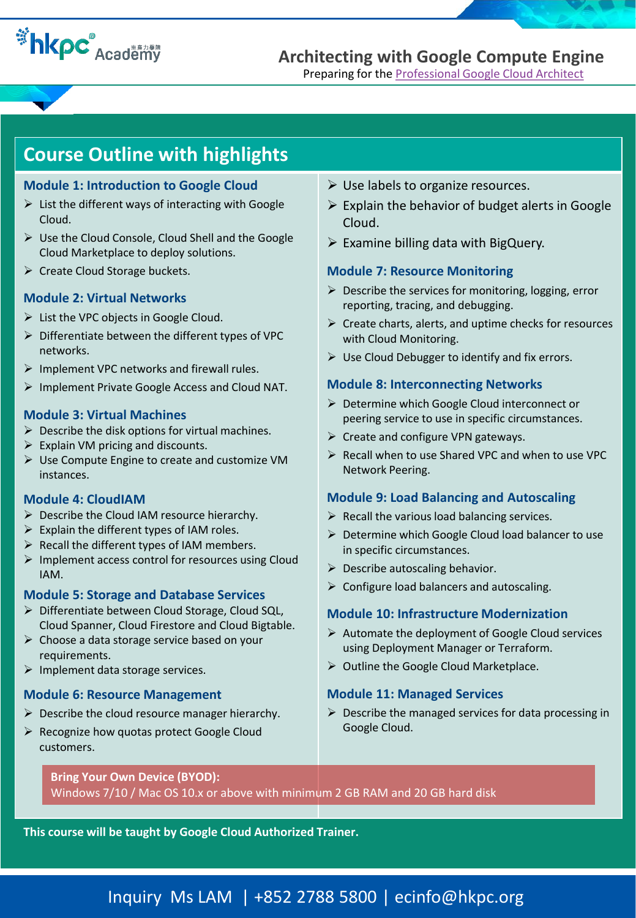# Architecting with Google Compute Engine

Preparing for the Professional Google Cloud Architect

## Course Outline with highlights

### Module 1: Introduction to Google Cloud

- List the different ways of interacting with Google Cloud.
- Use the Cloud Console, Cloud Shell and the Google Cloud Marketplace to deploy solutions.
- Create Cloud Storage buckets.

### Module 2: Virtual Networks

- List the VPC objects in Google Cloud.
- Differentiate between the different types of VPC networks.
- Implement VPC networks and firewall rules.
- Implement Private Google Access and Cloud NAT.

### Module 3: Virtual Machines

- Describe the disk options for virtual machines.
- Explain VM pricing and discounts.
- Use Compute Engine to create and customize VM instances.

### Module 4: CloudIAM

- Describe the Cloud IAM resource hierarchy.
- Explain the different types of IAM roles.
- Recall the different types of IAM members.
- Implement access control for resources using Cloud IAM.

### Module 5: Storage and Database Services

- Differentiate between Cloud Storage, Cloud SQL, Cloud Spanner, Cloud Firestore and Cloud Bigtable.
- Choose a data storage service based on your requirements.
- Implement data storage services.

### Module 6: Resource Management

- Describe the cloud resource manager hierarchy.
- Recognize how quotas protect Google Cloud customers.
- Use labels to organize resources.
- Explain the behavior of budget alerts in Google Cloud.
- Examine billing data with BigQuery.

### Module 7: Resource Monitoring

- Describe the services for monitoring, logging, error reporting, tracing, and debugging.
- Create charts, alerts, and uptime checks for resources with Cloud Monitoring.
- Use Cloud Debugger to identify and fix errors.

### Module 8: Interconnecting Networks

- Determine which Google Cloud interconnect or peering service to use in specific circumstances.
- Create and configure VPN gateways.
- Recall when to use Shared VPC and when to use VPC Network Peering.

### Module 9: Load Balancing and Autoscaling

- Recall the various load balancing services.
- Determine which Google Cloud load balancer to use in specific circumstances.
- Describe autoscaling behavior.
- Configure load balancers and autoscaling.

### Module 10: Infrastructure Modernization

- Automate the deployment of Google Cloud services using Deployment Manager or Terraform.
- Outline the Google Cloud Marketplace.

### Module 11: Managed Services

- Describe the managed services for data processing in Google Cloud.

**Bring Your Own Device (BYOD):**
Windows 7/10 / Mac OS 10.x or above with minimum 2 GB RAM and 20 GB hard disk

**This course will be taught by Google Cloud Authorized Trainer.**

Inquiry Ms LAM | +852 2788 5800 | ecinfo@hkpc.org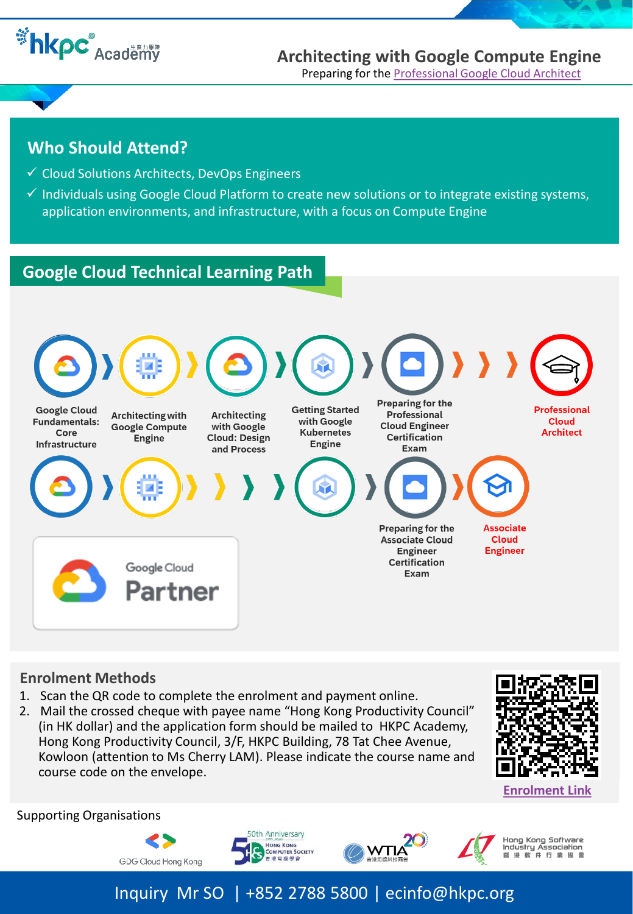# Architecting with Google Compute Engine

Preparing for the Professional Google Cloud Architect

## Who Should Attend?

- ✓ Cloud Solutions Architects, DevOps Engineers
- ✓ Individuals using Google Cloud Platform to create new solutions or to integrate existing systems, application environments, and infrastructure, with a focus on Compute Engine

## Google Cloud Technical Learning Path

Google Cloud Fundamentals: Core Infrastructure

Architecting with Google Compute Engine

Architecting with Google Cloud: Design and Process

Getting Started with Google Kubernetes Engine

Preparing for the Professional Cloud Engineer Certification Exam

Professional Cloud Architect

Preparing for the Associate Cloud Engineer Certification Exam

Associate Cloud Engineer

Google Cloud Partner

## Enrolment Methods

1. Scan the QR code to complete the enrolment and payment online.
2. Mail the crossed cheque with payee name "Hong Kong Productivity Council" (in HK dollar) and the application form should be mailed to HKPC Academy, Hong Kong Productivity Council, 3/F, HKPC Building, 78 Tat Chee Avenue, Kowloon (attention to Ms Cherry LAM). Please indicate the course name and course code on the envelope.

Enrolment Link

Supporting Organisations

GDG Cloud Hong Kong

50th Anniversary Hong Kong Computer Society 香港電腦學會

WTIA 香港無線科技商會

Hong Kong Software Industry Association 香港軟件行業協會

Inquiry Mr SO | +852 2788 5800 | ecinfo@hkpc.org